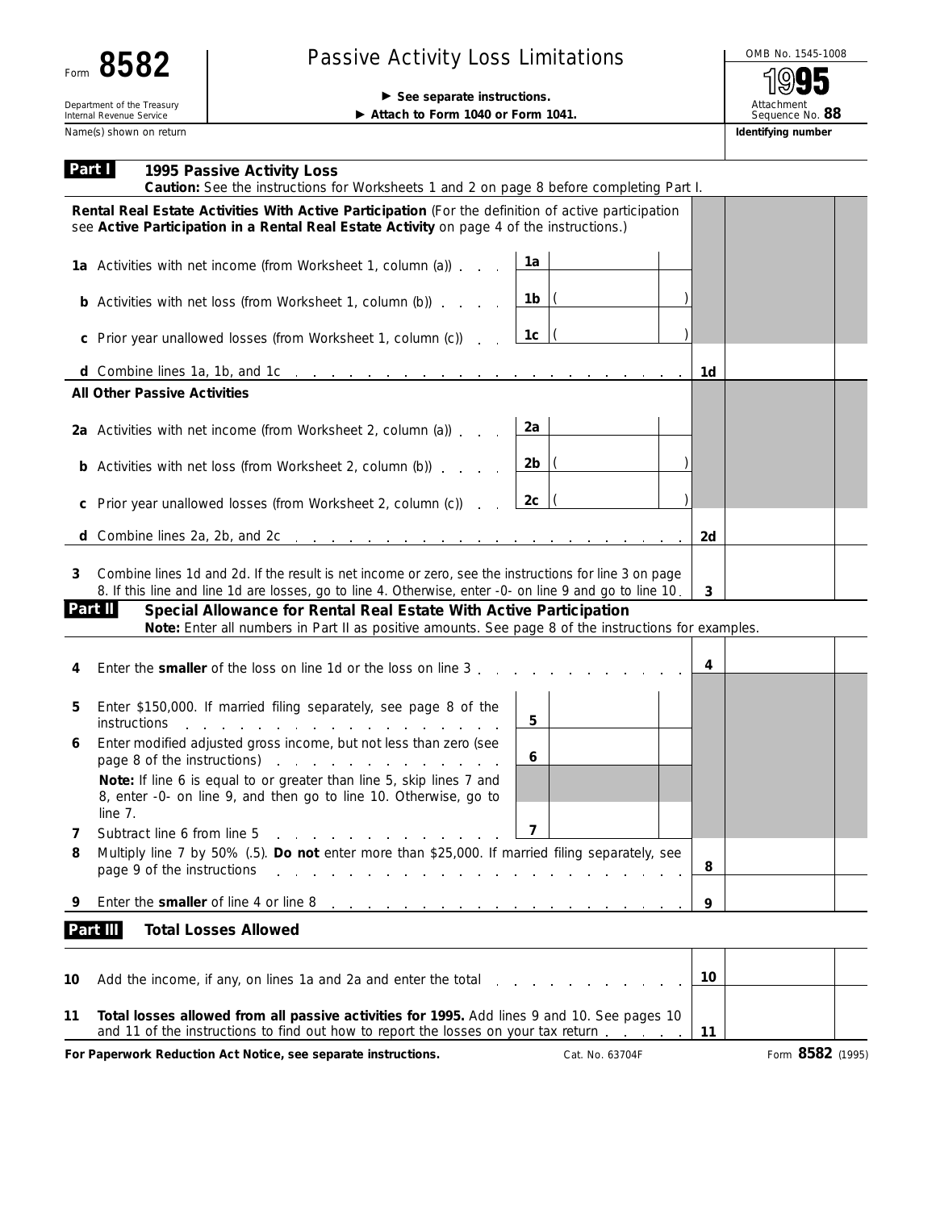Form **8582**

Department of the Treasury
Internal Revenue Service

# Passive Activity Loss Limitations

▶ **See separate instructions.**
▶ **Attach to Form 1040 or Form 1041.**

OMB No. 1545-1008

**1995**

Attachment Sequence No. **88**

Name(s) shown on return | **Identifying number**

## Part I — 1995 Passive Activity Loss

**Caution:** See the instructions for Worksheets 1 and 2 on page 8 before completing Part I.

**Rental Real Estate Activities With Active Participation** (For the definition of active participation see **Active Participation in a Rental Real Estate Activity** on page 4 of the instructions.)

| | | | |
|---|---|---|---|
| **1a** Activities with net income (from Worksheet 1, column (a)) | 1a | | |
| **b** Activities with net loss (from Worksheet 1, column (b)) | 1b | ( ) | |
| **c** Prior year unallowed losses (from Worksheet 1, column (c)) | 1c | ( ) | |
| **d** Combine lines 1a, 1b, and 1c | | | 1d |

**All Other Passive Activities**

| | | | |
|---|---|---|---|
| **2a** Activities with net income (from Worksheet 2, column (a)) | 2a | | |
| **b** Activities with net loss (from Worksheet 2, column (b)) | 2b | ( ) | |
| **c** Prior year unallowed losses (from Worksheet 2, column (c)) | 2c | ( ) | |
| **d** Combine lines 2a, 2b, and 2c | | | 2d |
| **3** Combine lines 1d and 2d. If the result is net income or zero, see the instructions for line 3 on page 8. If this line and line 1d are losses, go to line 4. Otherwise, enter -0- on line 9 and go to line 10. | | | 3 |

## Part II — Special Allowance for Rental Real Estate With Active Participation

**Note:** Enter all numbers in Part II as positive amounts. See page 8 of the instructions for examples.

| | | | |
|---|---|---|---|
| **4** Enter the **smaller** of the loss on line 1d or the loss on line 3 | | | 4 |
| **5** Enter $150,000. If married filing separately, see page 8 of the instructions | 5 | | |
| **6** Enter modified adjusted gross income, but not less than zero (see page 8 of the instructions) | 6 | | |
| **Note:** If line 6 is equal to or greater than line 5, skip lines 7 and 8, enter -0- on line 9, and then go to line 10. Otherwise, go to line 7. | | | |
| **7** Subtract line 6 from line 5 | 7 | | |
| **8** Multiply line 7 by 50% (.5). **Do not** enter more than $25,000. If married filing separately, see page 9 of the instructions | | | 8 |
| **9** Enter the **smaller** of line 4 or line 8 | | | 9 |

## Part III — Total Losses Allowed

| | | |
|---|---|---|
| **10** Add the income, if any, on lines 1a and 2a and enter the total | 10 | |
| **11** **Total losses allowed from all passive activities for 1995.** Add lines 9 and 10. See pages 10 and 11 of the instructions to find out how to report the losses on your tax return | 11 | |

**For Paperwork Reduction Act Notice, see separate instructions.** Cat. No. 63704F Form **8582** (1995)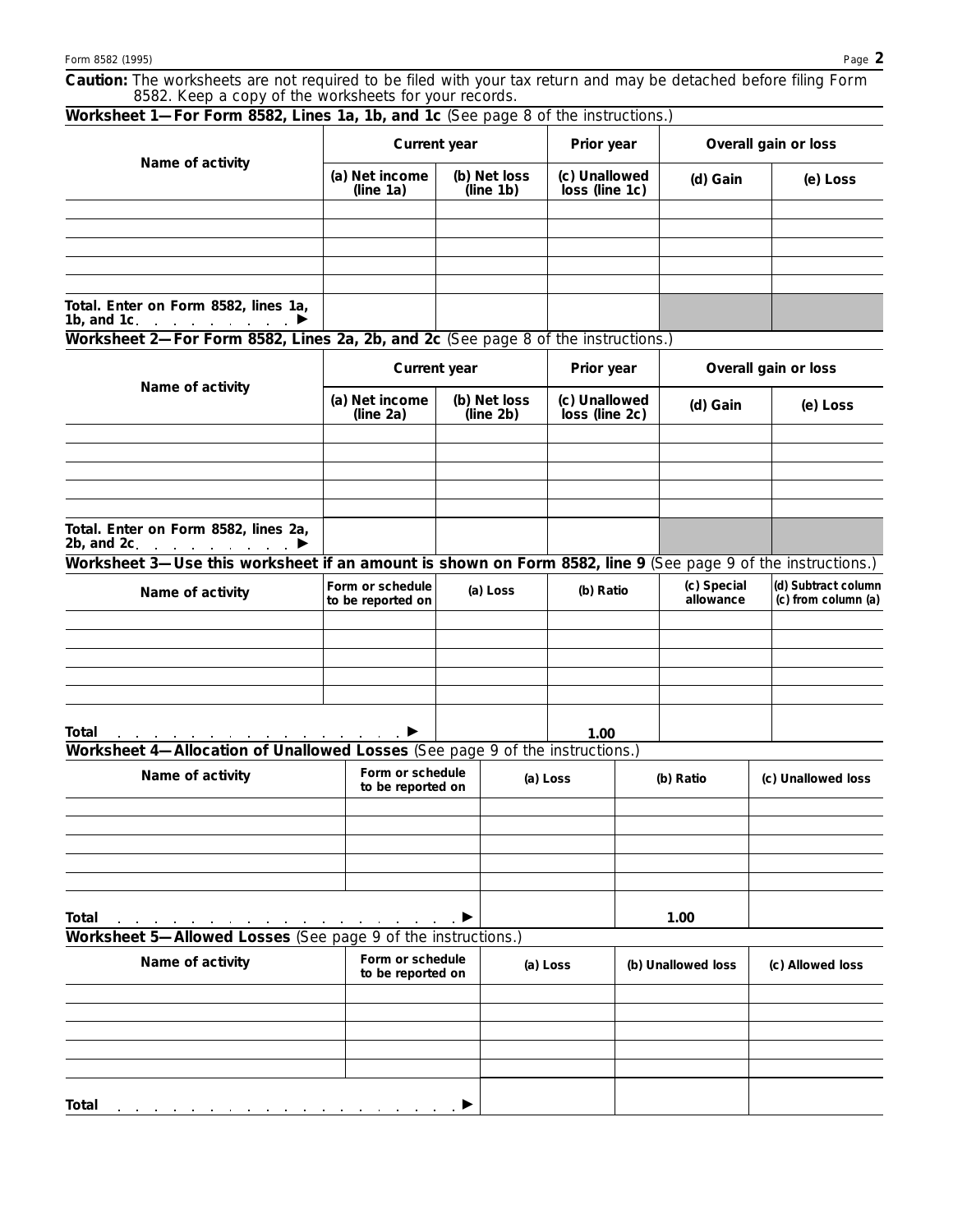**Caution:** The worksheets are not required to be filed with your tax return and may be detached before filing Form 8582. Keep a copy of the worksheets for your records.

### Worksheet 1—For Form 8582, Lines 1a, 1b, and 1c (See page 8 of the instructions.)

| Name of activity | Current year | | Prior year | Overall gain or loss | |
|---|---|---|---|---|---|
| | (a) Net income (line 1a) | (b) Net loss (line 1b) | (c) Unallowed loss (line 1c) | (d) Gain | (e) Loss |
| | | | | | |
| | | | | | |
| | | | | | |
| | | | | | |
| | | | | | |
| Total. Enter on Form 8582, lines 1a, 1b, and 1c ▶ | | | | | |

### Worksheet 2—For Form 8582, Lines 2a, 2b, and 2c (See page 8 of the instructions.)

| Name of activity | Current year | | Prior year | Overall gain or loss | |
|---|---|---|---|---|---|
| | (a) Net income (line 2a) | (b) Net loss (line 2b) | (c) Unallowed loss (line 2c) | (d) Gain | (e) Loss |
| | | | | | |
| | | | | | |
| | | | | | |
| | | | | | |
| | | | | | |
| Total. Enter on Form 8582, lines 2a, 2b, and 2c ▶ | | | | | |

### Worksheet 3—Use this worksheet if an amount is shown on Form 8582, line 9 (See page 9 of the instructions.)

| Name of activity | Form or schedule to be reported on | (a) Loss | (b) Ratio | (c) Special allowance | (d) Subtract column (c) from column (a) |
|---|---|---|---|---|---|
| | | | | | |
| | | | | | |
| | | | | | |
| | | | | | |
| | | | | | |
| Total ▶ | | | 1.00 | | |

### Worksheet 4—Allocation of Unallowed Losses (See page 9 of the instructions.)

| Name of activity | Form or schedule to be reported on | (a) Loss | (b) Ratio | (c) Unallowed loss |
|---|---|---|---|---|
| | | | | |
| | | | | |
| | | | | |
| | | | | |
| | | | | |
| Total ▶ | | | 1.00 | |

### Worksheet 5—Allowed Losses (See page 9 of the instructions.)

| Name of activity | Form or schedule to be reported on | (a) Loss | (b) Unallowed loss | (c) Allowed loss |
|---|---|---|---|---|
| | | | | |
| | | | | |
| | | | | |
| | | | | |
| | | | | |
| Total ▶ | | | | |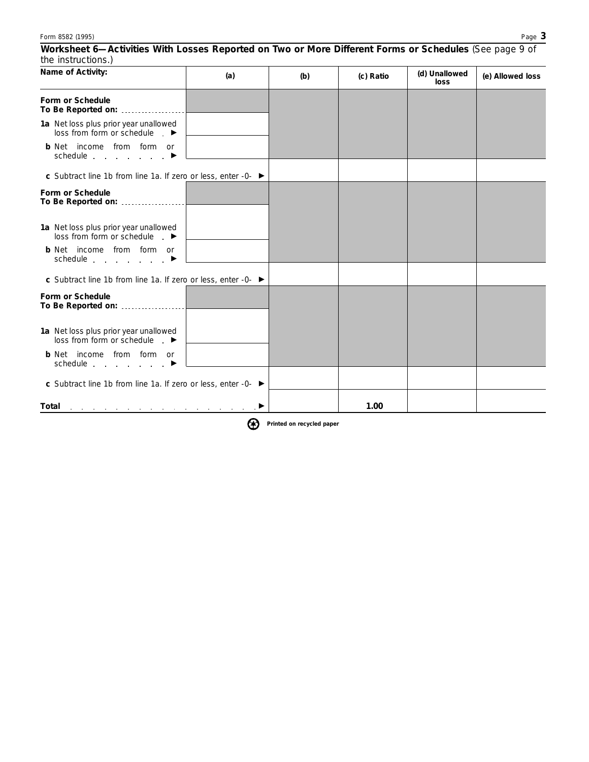## Worksheet 6—Activities With Losses Reported on Two or More Different Forms or Schedules (See page 9 of the instructions.)

| Name of Activity: | (a) | (b) | (c) Ratio | (d) Unallowed loss | (e) Allowed loss |
|---|---|---|---|---|---|
| **Form or Schedule To Be Reported on:** .................. | | | | | |
| **1a** Net loss plus prior year unallowed loss from form or schedule ▶ | | | | | |
| **b** Net income from form or schedule ▶ | | | | | |
| **c** Subtract line 1b from line 1a. If zero or less, enter -0- ▶ | | | | | |
| **Form or Schedule To Be Reported on:** .................. | | | | | |
| **1a** Net loss plus prior year unallowed loss from form or schedule ▶ | | | | | |
| **b** Net income from form or schedule ▶ | | | | | |
| **c** Subtract line 1b from line 1a. If zero or less, enter -0- ▶ | | | | | |
| **Form or Schedule To Be Reported on:** .................. | | | | | |
| **1a** Net loss plus prior year unallowed loss from form or schedule ▶ | | | | | |
| **b** Net income from form or schedule ▶ | | | | | |
| **c** Subtract line 1b from line 1a. If zero or less, enter -0- ▶ | | | | | |
| **Total** ▶ | | | 1.00 | | |

Printed on recycled paper